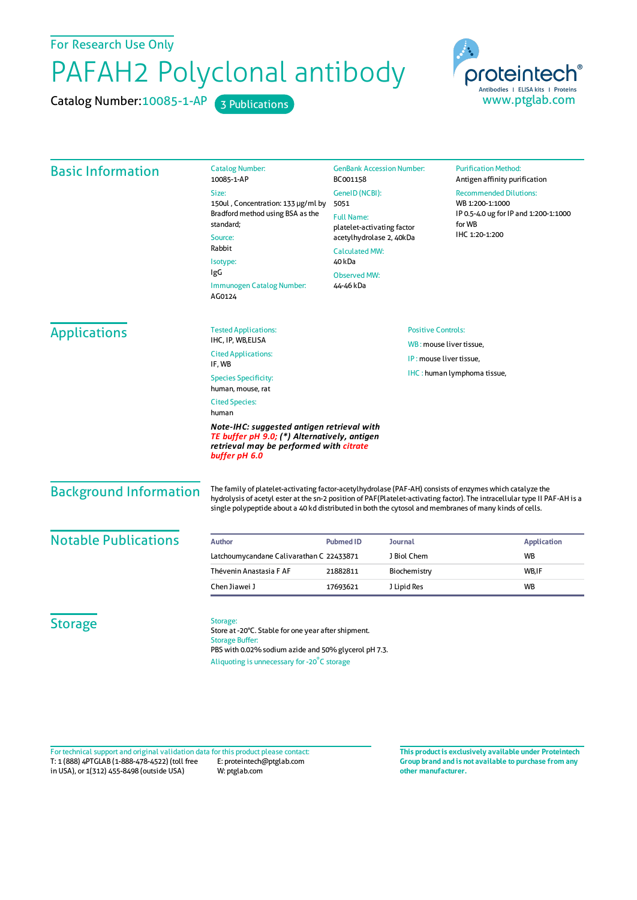For Research Use Only

# PAFAH2 Polyclonal antibody

Catalog Number: 10085-1-AP    3 Publications

proteintech®
Antibodies | ELISA kits | Proteins
www.ptglab.com

## Basic Information

Catalog Number:
10085-1-AP

Size:
150ul , Concentration: 133 μg/ml by Bradford method using BSA as the standard;

Source:
Rabbit

Isotype:
IgG

Immunogen Catalog Number:
AG0124

GenBank Accession Number:
BC001158

GeneID (NCBI):
5051

Full Name:
platelet-activating factor acetylhydrolase 2, 40kDa

Calculated MW:
40 kDa

Observed MW:
44-46 kDa

Purification Method:
Antigen affinity purification

Recommended Dilutions:
WB 1:200-1:1000
IP 0.5-4.0 ug for IP and 1:200-1:1000 for WB
IHC 1:20-1:200

## Applications

Tested Applications:
IHC, IP, WB,ELISA

Cited Applications:
IF, WB

Species Specificity:
human, mouse, rat

Cited Species:
human

***Note-IHC: suggested antigen retrieval with TE buffer pH 9.0; (\*) Alternatively, antigen retrieval may be performed with citrate buffer pH 6.0***

Positive Controls:

WB : mouse liver tissue,

IP : mouse liver tissue,

IHC : human lymphoma tissue,

## Background Information

The family of platelet-activating factor-acetylhydrolase (PAF-AH) consists of enzymes which catalyze the hydrolysis of acetyl ester at the sn-2 position of PAF(Platelet-activating factor). The intracellular type II PAF-AH is a single polypeptide about a 40 kd distributed in both the cytosol and membranes of many kinds of cells.

## Notable Publications

| Author | Pubmed ID | Journal | Application |
|---|---|---|---|
| Latchoumycandane Calivarathan C | 22433871 | J Biol Chem | WB |
| Thévenin Anastasia F AF | 21882811 | Biochemistry | WB,IF |
| Chen Jiawei J | 17693621 | J Lipid Res | WB |

## Storage

Storage:
Store at -20°C. Stable for one year after shipment.

Storage Buffer:
PBS with 0.02% sodium azide and 50% glycerol pH 7.3.

Aliquoting is unnecessary for -20°C storage

For technical support and original validation data for this product please contact:
T: 1 (888) 4PTGLAB (1-888-478-4522) (toll free in USA), or 1(312) 455-8498 (outside USA)
E: proteintech@ptglab.com
W: ptglab.com

**This product is exclusively available under Proteintech Group brand and is not available to purchase from any other manufacturer.**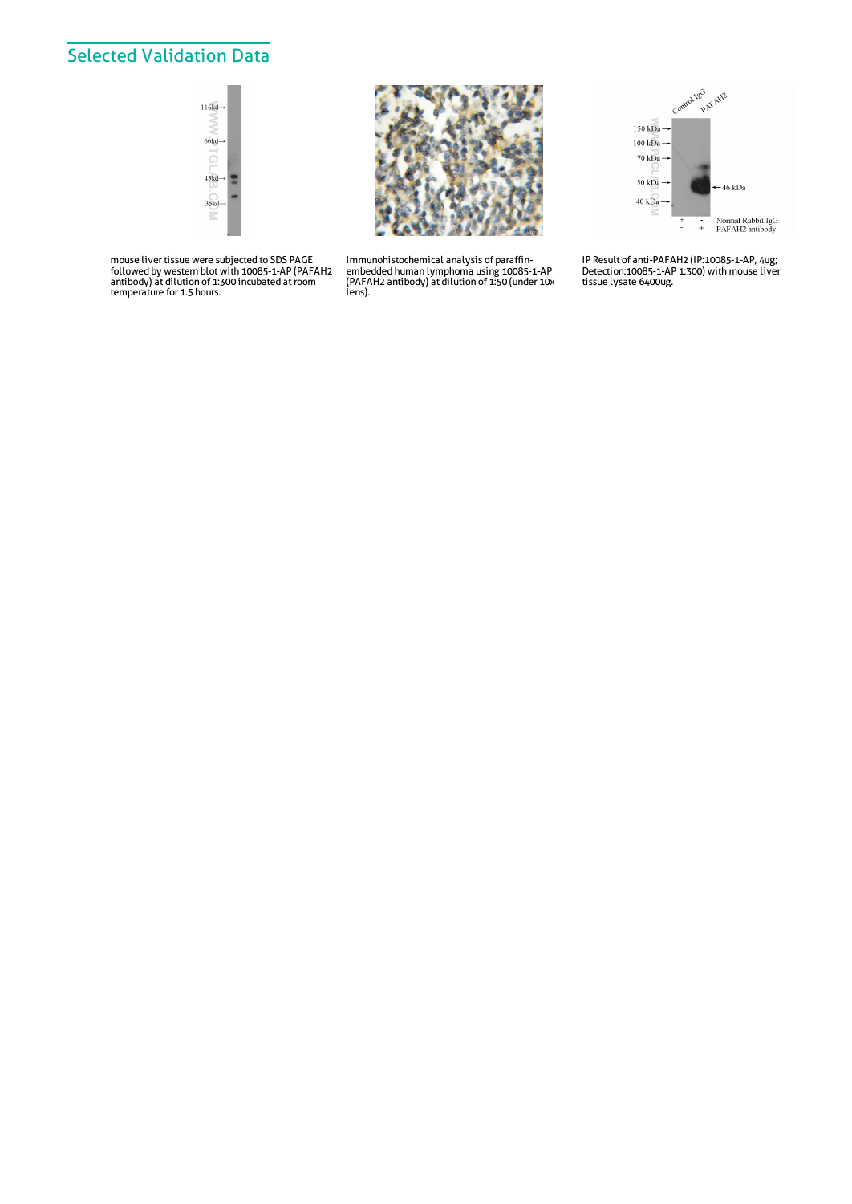## Selected Validation Data

116kd→
66kd→
45kd→
35kd→

mouse liver tissue were subjected to SDS PAGE followed by western blot with 10085-1-AP (PAFAH2 antibody) at dilution of 1:300 incubated at room temperature for 1.5 hours.

Immunohistochemical analysis of paraffin-embedded human lymphoma using 10085-1-AP (PAFAH2 antibody) at dilution of 1:50 (under 10x lens).

Control IgG
PAFAH2
150 kDa→
100 kDa→
70 kDa→
50 kDa→
40 kDa→
←46 kDa
+ - Normal Rabbit IgG
- + PAFAH2 antibody

IP Result of anti-PAFAH2 (IP:10085-1-AP, 4ug; Detection:10085-1-AP 1:300) with mouse liver tissue lysate 6400ug.